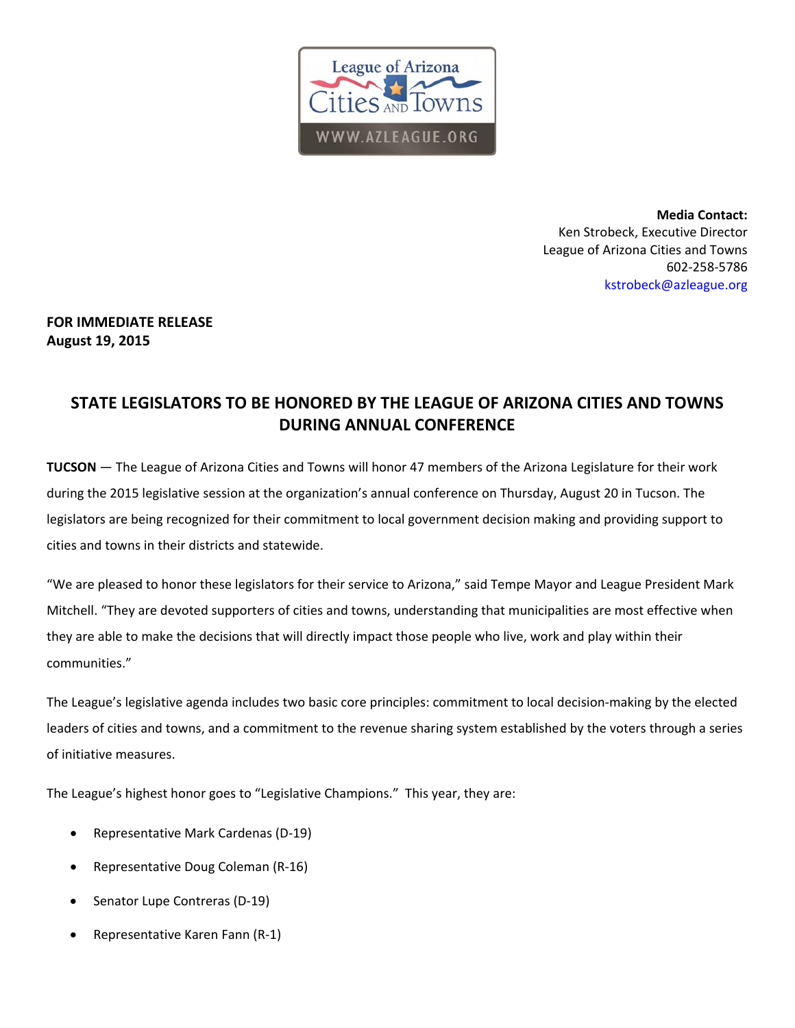**Media Contact:**
Ken Strobeck, Executive Director
League of Arizona Cities and Towns
602-258-5786
kstrobeck@azleague.org

**FOR IMMEDIATE RELEASE**
**August 19, 2015**

# STATE LEGISLATORS TO BE HONORED BY THE LEAGUE OF ARIZONA CITIES AND TOWNS DURING ANNUAL CONFERENCE

**TUCSON** — The League of Arizona Cities and Towns will honor 47 members of the Arizona Legislature for their work during the 2015 legislative session at the organization's annual conference on Thursday, August 20 in Tucson. The legislators are being recognized for their commitment to local government decision making and providing support to cities and towns in their districts and statewide.

"We are pleased to honor these legislators for their service to Arizona," said Tempe Mayor and League President Mark Mitchell. "They are devoted supporters of cities and towns, understanding that municipalities are most effective when they are able to make the decisions that will directly impact those people who live, work and play within their communities."

The League's legislative agenda includes two basic core principles: commitment to local decision-making by the elected leaders of cities and towns, and a commitment to the revenue sharing system established by the voters through a series of initiative measures.

The League's highest honor goes to "Legislative Champions." This year, they are:

- Representative Mark Cardenas (D-19)
- Representative Doug Coleman (R-16)
- Senator Lupe Contreras (D-19)
- Representative Karen Fann (R-1)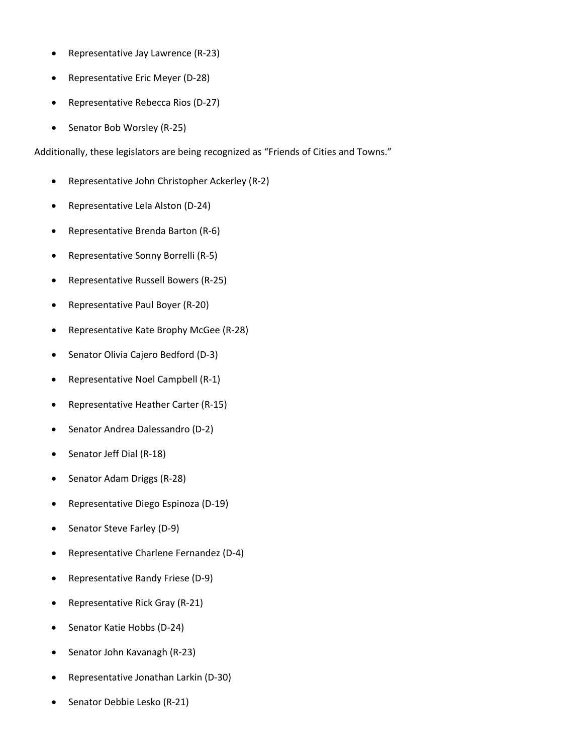- Representative Jay Lawrence (R-23)
- Representative Eric Meyer (D-28)
- Representative Rebecca Rios (D-27)
- Senator Bob Worsley (R-25)

Additionally, these legislators are being recognized as "Friends of Cities and Towns."

- Representative John Christopher Ackerley (R-2)
- Representative Lela Alston (D-24)
- Representative Brenda Barton (R-6)
- Representative Sonny Borrelli (R-5)
- Representative Russell Bowers (R-25)
- Representative Paul Boyer (R-20)
- Representative Kate Brophy McGee (R-28)
- Senator Olivia Cajero Bedford (D-3)
- Representative Noel Campbell (R-1)
- Representative Heather Carter (R-15)
- Senator Andrea Dalessandro (D-2)
- Senator Jeff Dial (R-18)
- Senator Adam Driggs (R-28)
- Representative Diego Espinoza (D-19)
- Senator Steve Farley (D-9)
- Representative Charlene Fernandez (D-4)
- Representative Randy Friese (D-9)
- Representative Rick Gray (R-21)
- Senator Katie Hobbs (D-24)
- Senator John Kavanagh (R-23)
- Representative Jonathan Larkin (D-30)
- Senator Debbie Lesko (R-21)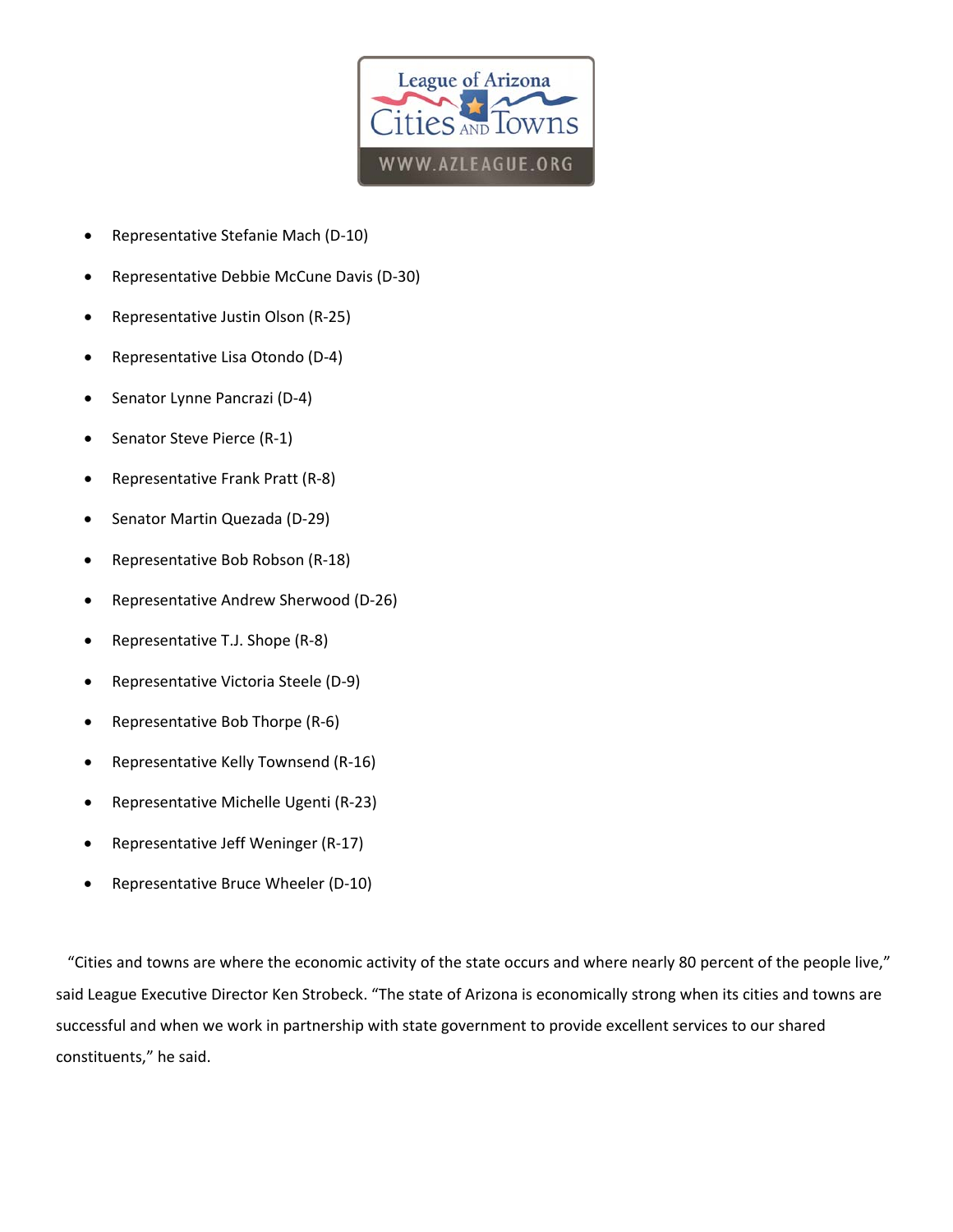- Representative Stefanie Mach (D-10)
- Representative Debbie McCune Davis (D-30)
- Representative Justin Olson (R-25)
- Representative Lisa Otondo (D-4)
- Senator Lynne Pancrazi (D-4)
- Senator Steve Pierce (R-1)
- Representative Frank Pratt (R-8)
- Senator Martin Quezada (D-29)
- Representative Bob Robson (R-18)
- Representative Andrew Sherwood (D-26)
- Representative T.J. Shope (R-8)
- Representative Victoria Steele (D-9)
- Representative Bob Thorpe (R-6)
- Representative Kelly Townsend (R-16)
- Representative Michelle Ugenti (R-23)
- Representative Jeff Weninger (R-17)
- Representative Bruce Wheeler (D-10)

"Cities and towns are where the economic activity of the state occurs and where nearly 80 percent of the people live," said League Executive Director Ken Strobeck. "The state of Arizona is economically strong when its cities and towns are successful and when we work in partnership with state government to provide excellent services to our shared constituents," he said.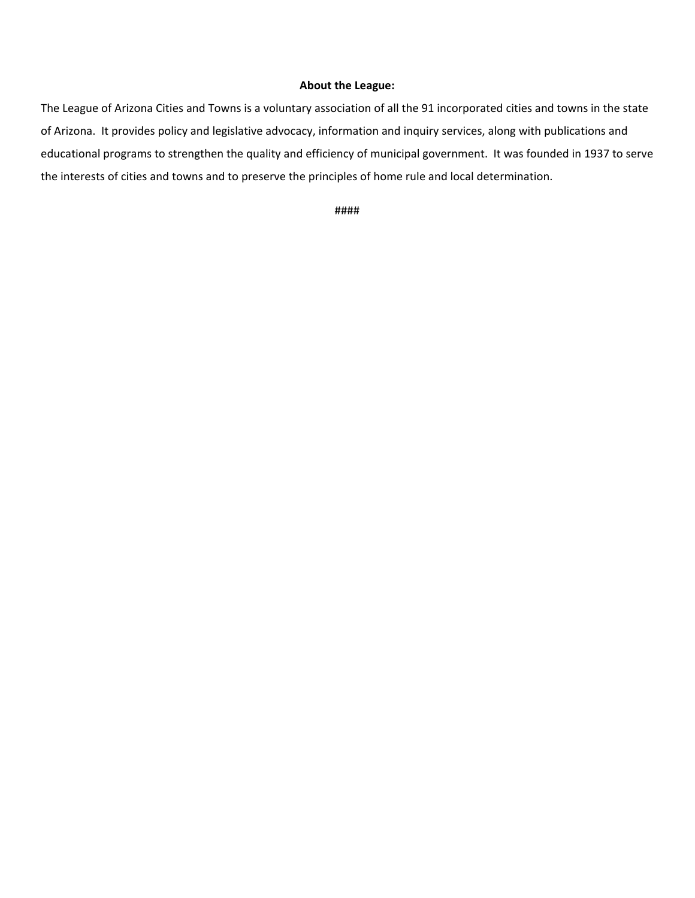**About the League:**

The League of Arizona Cities and Towns is a voluntary association of all the 91 incorporated cities and towns in the state of Arizona. It provides policy and legislative advocacy, information and inquiry services, along with publications and educational programs to strengthen the quality and efficiency of municipal government. It was founded in 1937 to serve the interests of cities and towns and to preserve the principles of home rule and local determination.

####